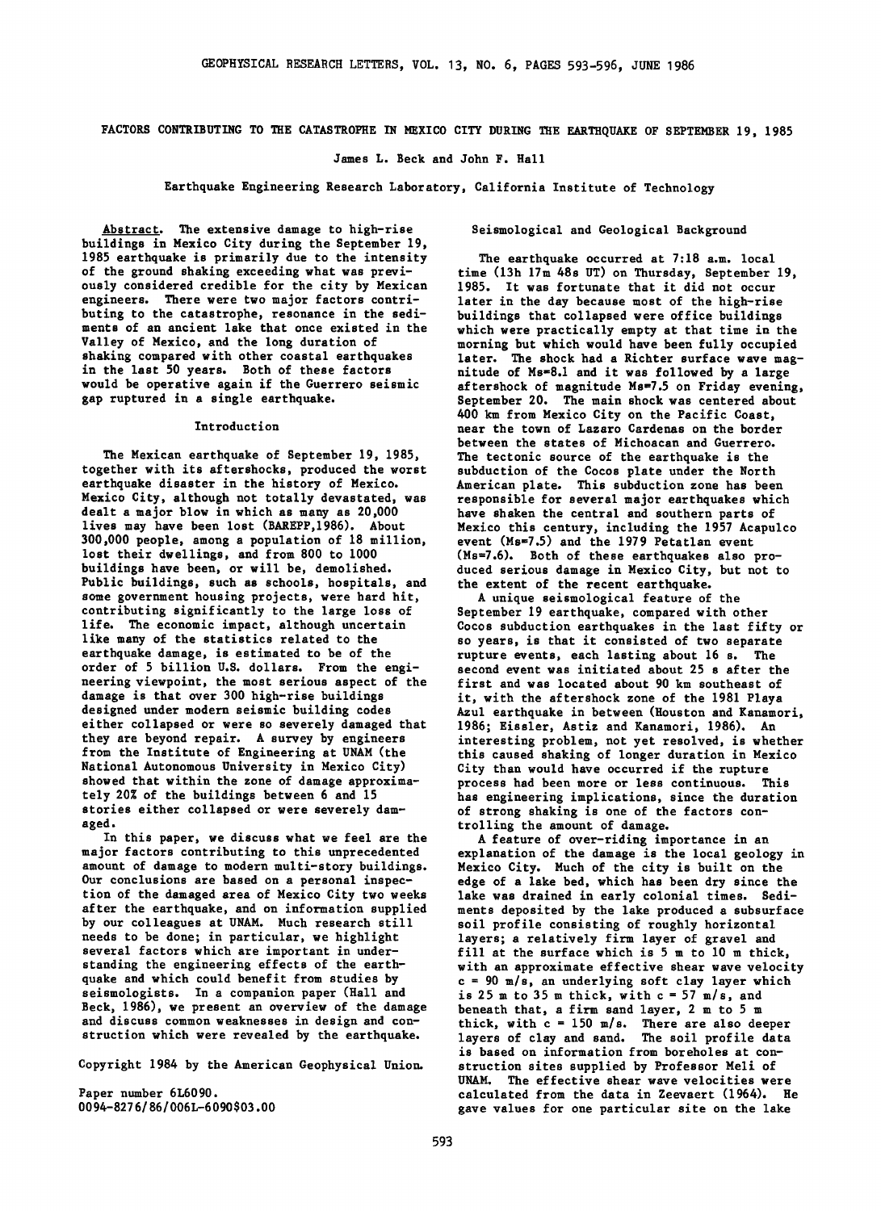# FACTORS CONTRIBUTING TO THE CATASTROPHE IN MEXICO CITY DURING THE EARTHQUAKE OF SEPTEMBER 19, 1985

James L. Beck and John F. Hall

Earthquake Engineering Research Laboratory, California Institute of Technology

Abstract. The extensive damage to high-rise buildings in Mexico City during the September 19, 1985 earthquake is primarily due to the intensity of the ground shaking exceeding what was previously considered credible for the city by Mexican engineers. There were two major factors contributing to the catastrophe, resonance in the sediments of an ancient lake that once existed in the Valley of Mexico, and the long duration of shaking compared with other coastal earthquakes in the last 50 years. Both of these factors would be operative again if the Guerrero seismic gap ruptured in a single earthquake.

## Introduction

The Mexican earthquake of September 19, 1985, together with its aftershocks, produced the worst earthquake disaster in the history of Mexico. Mexico City, although not totally devastated, was dealt a major blow in which as many as 20,000 lives may have been lost (BAREPP,1986). About 300,000 people, among a population of 18 million, lost their dwellings, and from 800 to 1000 buildings have been, or will be, demolished. Public buildings, such as schools, hospitals, and some government housing projects, were hard hit, contributing significantly to the large loss of life. The economic impact, although uncertain like many of the statistics related to the earthquake damage, is estimated to be of the order of 5 billion U.S. dollars. From the engineering viewpoint, the most serious aspect of the damage is that over 300 high-rise buildings designed under modern seismic building codes either collapsed or were so severely damaged that they are beyond repair. A survey by engineers from the Institute of Engineering at UNAM (the National Autonomous University in Mexico City) showed that within the zone of damage approximately 20% of the buildings between 6 and 15 stories either collapsed or were severely damaged.

In this paper, we discuss what we feel are the major factors contributing to this unprecedented amount of damage to modern multi-story buildings. Our conclusions are based on a personal inspection of the damaged area of Mexico City two weeks after the earthquake, and on information supplied by our colleagues at UNAM. Much research still needs to be done; in particular, we highlight several factors which are important in understanding the engineering effects of the earthquake and which could benefit from studies by seismologists. In a companion paper (Hall and Beck, 1986), we present an overview of the damage and discuss common weaknesses in design and construction which were revealed by the earthquake.

Copyright 1984 by the American Geophysical Union.

Paper number 6L6090.
0094-8276/86/006L-6090$03.00

## Seismological and Geological Background

The earthquake occurred at 7:18 a.m. local time (13h 17m 48s UT) on Thursday, September 19, 1985. It was fortunate that it did not occur later in the day because most of the high-rise buildings that collapsed were office buildings which were practically empty at that time in the morning but which would have been fully occupied later. The shock had a Richter surface wave magnitude of Ms=8.1 and it was followed by a large aftershock of magnitude Ms=7.5 on Friday evening, September 20. The main shock was centered about 400 km from Mexico City on the Pacific Coast, near the town of Lazaro Cardenas on the border between the states of Michoacan and Guerrero. The tectonic source of the earthquake is the subduction of the Cocos plate under the North American plate. This subduction zone has been responsible for several major earthquakes which have shaken the central and southern parts of Mexico this century, including the 1957 Acapulco event (Ms=7.5) and the 1979 Petatlan event (Ms=7.6). Both of these earthquakes also produced serious damage in Mexico City, but not to the extent of the recent earthquake.

A unique seismological feature of the September 19 earthquake, compared with other Cocos subduction earthquakes in the last fifty or so years, is that it consisted of two separate rupture events, each lasting about 16 s. The second event was initiated about 25 s after the first and was located about 90 km southeast of it, with the aftershock zone of the 1981 Playa Azul earthquake in between (Houston and Kanamori, 1986; Eissler, Astiz and Kanamori, 1986). An interesting problem, not yet resolved, is whether this caused shaking of longer duration in Mexico City than would have occurred if the rupture process had been more or less continuous. This has engineering implications, since the duration of strong shaking is one of the factors controlling the amount of damage.

A feature of over-riding importance in an explanation of the damage is the local geology in Mexico City. Much of the city is built on the edge of a lake bed, which has been dry since the lake was drained in early colonial times. Sediments deposited by the lake produced a subsurface soil profile consisting of roughly horizontal layers; a relatively firm layer of gravel and fill at the surface which is 5 m to 10 m thick, with an approximate effective shear wave velocity c = 90 m/s, an underlying soft clay layer which is 25 m to 35 m thick, with c = 57 m/s, and beneath that, a firm sand layer, 2 m to 5 m thick, with c = 150 m/s. There are also deeper layers of clay and sand. The soil profile data is based on information from boreholes at construction sites supplied by Professor Meli of UNAM. The effective shear wave velocities were calculated from the data in Zeevaert (1964). He gave values for one particular site on the lake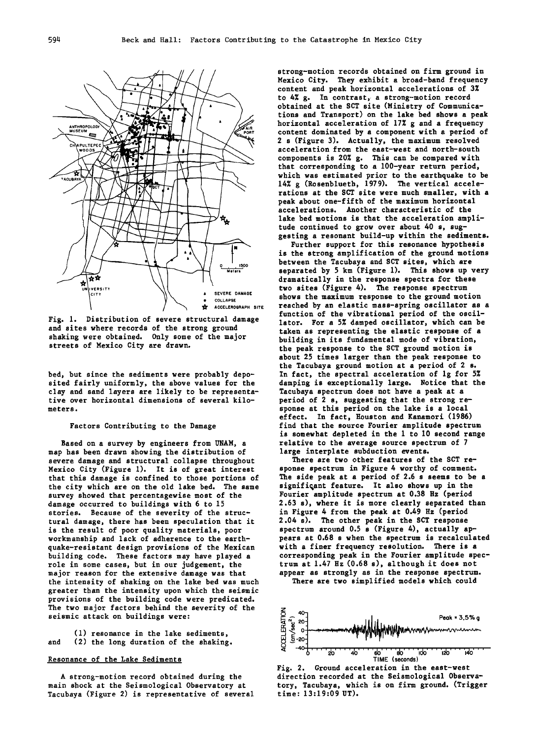Fig. 1. Distribution of severe structural damage and sites where records of the strong ground shaking were obtained. Only some of the major streets of Mexico City are drawn.

bed, but since the sediments were probably deposited fairly uniformly, the above values for the clay and sand layers are likely to be representative over horizontal dimensions of several kilometers.

## Factors Contributing to the Damage

Based on a survey by engineers from UNAM, a map has been drawn showing the distribution of severe damage and structural collapse throughout Mexico City (Figure 1). It is of great interest that this damage is confined to those portions of the city which are on the old lake bed. The same survey showed that percentagewise most of the damage occurred to buildings with 6 to 15 stories. Because of the severity of the structural damage, there has been speculation that it is the result of poor quality materials, poor workmanship and lack of adherence to the earthquake-resistant design provisions of the Mexican building code. These factors may have played a role in some cases, but in our judgement, the major reason for the extensive damage was that the intensity of shaking on the lake bed was much greater than the intensity upon which the seismic provisions of the building code were predicated. The two major factors behind the severity of the seismic attack on buildings were:

(1) resonance in the lake sediments,
and (2) the long duration of the shaking.

### Resonance of the Lake Sediments

A strong-motion record obtained during the main shock at the Seismological Observatory at Tacubaya (Figure 2) is representative of several strong-motion records obtained on firm ground in Mexico City. They exhibit a broad-band frequency content and peak horizontal accelerations of 3% to 4% g. In contrast, a strong-motion record obtained at the SCT site (Ministry of Communications and Transport) on the lake bed shows a peak horizontal acceleration of 17% g and a frequency content dominated by a component with a period of 2 s (Figure 3). Actually, the maximum resolved acceleration from the east-west and north-south components is 20% g. This can be compared with that corresponding to a 100-year return period, which was estimated prior to the earthquake to be 14% g (Rosenblueth, 1979). The vertical accelerations at the SCT site were much smaller, with a peak about one-fifth of the maximum horizontal accelerations. Another characteristic of the lake bed motions is that the acceleration amplitude continued to grow over about 40 s, suggesting a resonant build-up within the sediments.

Further support for this resonance hypothesis is the strong amplification of the ground motions between the Tacubaya and SCT sites, which are separated by 5 km (Figure 1). This shows up very dramatically in the response spectra for these two sites (Figure 4). The response spectrum shows the maximum response to the ground motion reached by an elastic mass-spring oscillator as a function of the vibrational period of the oscillator. For a 5% damped oscillator, which can be taken as representing the elastic response of a building in its fundamental mode of vibration, the peak response to the SCT ground motion is about 25 times larger than the peak response to the Tacubaya ground motion at a period of 2 s. In fact, the spectral acceleration of 1g for 5% damping is exceptionally large. Notice that the Tacubaya spectrum does not have a peak at a period of 2 s, suggesting that the strong response at this period on the lake is a local effect. In fact, Houston and Kanamori (1986) find that the source Fourier amplitude spectrum is somewhat depleted in the 1 to 10 second range relative to the average source spectrum of 7 large interplate subduction events.

There are two other features of the SCT response spectrum in Figure 4 worthy of comment. The side peak at a period of 2.6 s seems to be a significant feature. It also shows up in the Fourier amplitude spectrum at 0.38 Hz (period 2.63 s), where it is more clearly separated than in Figure 4 from the peak at 0.49 Hz (period 2.04 s). The other peak in the SCT response spectrum around 0.5 s (Figure 4), actually appears at 0.68 s when the spectrum is recalculated with a finer frequency resolution. There is a corresponding peak in the Fourier amplitude spectrum at 1.47 Hz (0.68 s), although it does not appear as strongly as in the response spectrum.

There are two simplified models which could

Fig. 2. Ground acceleration in the east-west direction recorded at the Seismological Observatory, Tacubaya, which is on firm ground. (Trigger time: 13:19:09 UT).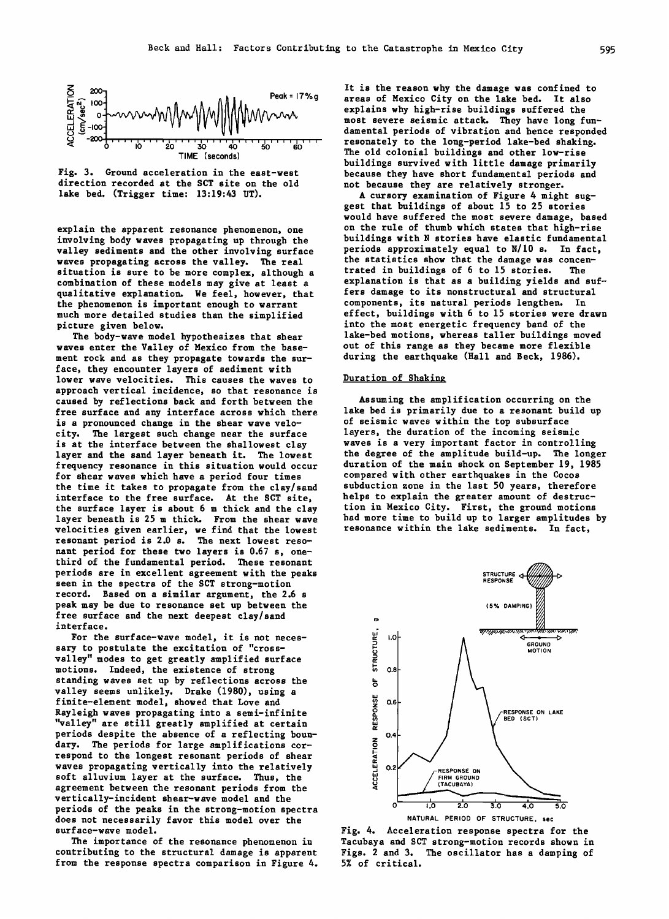Fig. 3. Ground acceleration in the east-west direction recorded at the SCT site on the old lake bed. (Trigger time: 13:19:43 UT).

explain the apparent resonance phenomenon, one involving body waves propagating up through the valley sediments and the other involving surface waves propagating across the valley. The real situation is sure to be more complex, although a combination of these models may give at least a qualitative explanation. We feel, however, that the phenomenon is important enough to warrant much more detailed studies than the simplified picture given below.

The body-wave model hypothesizes that shear waves enter the Valley of Mexico from the basement rock and as they propagate towards the surface, they encounter layers of sediment with lower wave velocities. This causes the waves to approach vertical incidence, so that resonance is caused by reflections back and forth between the free surface and any interface across which there is a pronounced change in the shear wave velocity. The largest such change near the surface is at the interface between the shallowest clay layer and the sand layer beneath it. The lowest frequency resonance in this situation would occur for shear waves which have a period four times the time it takes to propagate from the clay/sand interface to the free surface. At the SCT site, the surface layer is about 6 m thick and the clay layer beneath is 25 m thick. From the shear wave velocities given earlier, we find that the lowest resonant period is 2.0 s. The next lowest resonant period for these two layers is 0.67 s, one-third of the fundamental period. These resonant periods are in excellent agreement with the peaks seen in the spectra of the SCT strong-motion record. Based on a similar argument, the 2.6 s peak may be due to resonance set up between the free surface and the next deepest clay/sand interface.

For the surface-wave model, it is not necessary to postulate the excitation of "cross-valley" modes to get greatly amplified surface motions. Indeed, the existence of strong standing waves set up by reflections across the valley seems unlikely. Drake (1980), using a finite-element model, showed that Love and Rayleigh waves propagating into a semi-infinite "valley" are still greatly amplified at certain periods despite the absence of a reflecting boundary. The periods for large amplifications correspond to the longest resonant periods of shear waves propagating vertically into the relatively soft alluvium layer at the surface. Thus, the agreement between the resonant periods from the vertically-incident shear-wave model and the periods of the peaks in the strong-motion spectra does not necessarily favor this model over the surface-wave model.

The importance of the resonance phenomenon in contributing to the structural damage is apparent from the response spectra comparison in Figure 4. It is the reason why the damage was confined to areas of Mexico City on the lake bed. It also explains why high-rise buildings suffered the most severe seismic attack. They have long fundamental periods of vibration and hence responded resonately to the long-period lake-bed shaking. The old colonial buildings and other low-rise buildings survived with little damage primarily because they have short fundamental periods and not because they are relatively stronger.

A cursory examination of Figure 4 might suggest that buildings of about 15 to 25 stories would have suffered the most severe damage, based on the rule of thumb which states that high-rise buildings with N stories have elastic fundamental periods approximately equal to N/10 s. In fact, the statistics show that the damage was concentrated in buildings of 6 to 15 stories. The explanation is that as a building yields and suffers damage to its nonstructural and structural components, its natural periods lengthen. In effect, buildings with 6 to 15 stories were drawn into the most energetic frequency band of the lake-bed motions, whereas taller buildings moved out of this range as they became more flexible during the earthquake (Hall and Beck, 1986).

## Duration of Shaking

Assuming the amplification occurring on the lake bed is primarily due to a resonant build up of seismic waves within the top subsurface layers, the duration of the incoming seismic waves is a very important factor in controlling the degree of the amplitude build-up. The longer duration of the main shock on September 19, 1985 compared with other earthquakes in the Cocos subduction zone in the last 50 years, therefore helps to explain the greater amount of destruction in Mexico City. First, the ground motions had more time to build up to larger amplitudes by resonance within the lake sediments. In fact,

Fig. 4. Acceleration response spectra for the Tacubaya and SCT strong-motion records shown in Figs. 2 and 3. The oscillator has a damping of 5% of critical.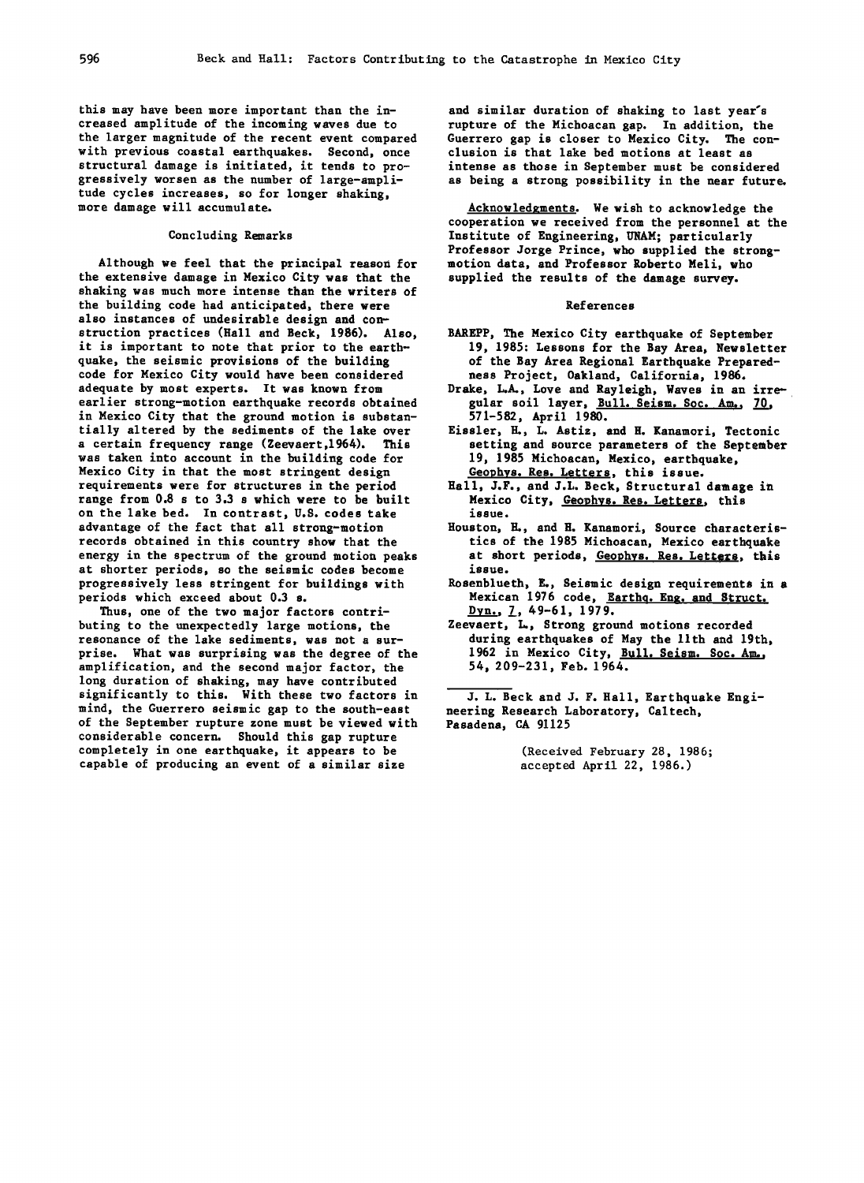this may have been more important than the increased amplitude of the incoming waves due to the larger magnitude of the recent event compared with previous coastal earthquakes. Second, once structural damage is initiated, it tends to progressively worsen as the number of large-amplitude cycles increases, so for longer shaking, more damage will accumulate.

## Concluding Remarks

Although we feel that the principal reason for the extensive damage in Mexico City was that the shaking was much more intense than the writers of the building code had anticipated, there were also instances of undesirable design and construction practices (Hall and Beck, 1986). Also, it is important to note that prior to the earthquake, the seismic provisions of the building code for Mexico City would have been considered adequate by most experts. It was known from earlier strong-motion earthquake records obtained in Mexico City that the ground motion is substantially altered by the sediments of the lake over a certain frequency range (Zeevaert,1964). This was taken into account in the building code for Mexico City in that the most stringent design requirements were for structures in the period range from 0.8 s to 3.3 s which were to be built on the lake bed. In contrast, U.S. codes take advantage of the fact that all strong-motion records obtained in this country show that the energy in the spectrum of the ground motion peaks at shorter periods, so the seismic codes become progressively less stringent for buildings with periods which exceed about 0.3 s.

Thus, one of the two major factors contributing to the unexpectedly large motions, the resonance of the lake sediments, was not a surprise. What was surprising was the degree of the amplification, and the second major factor, the long duration of shaking, may have contributed significantly to this. With these two factors in mind, the Guerrero seismic gap to the south-east of the September rupture zone must be viewed with considerable concern. Should this gap rupture completely in one earthquake, it appears to be capable of producing an event of a similar size and similar duration of shaking to last year's rupture of the Michoacan gap. In addition, the Guerrero gap is closer to Mexico City. The conclusion is that lake bed motions at least as intense as those in September must be considered as being a strong possibility in the near future.

Acknowledgments. We wish to acknowledge the cooperation we received from the personnel at the Institute of Engineering, UNAM; particularly Professor Jorge Prince, who supplied the strong-motion data, and Professor Roberto Meli, who supplied the results of the damage survey.

## References

BAREPP, The Mexico City earthquake of September 19, 1985: Lessons for the Bay Area, Newsletter of the Bay Area Regional Earthquake Preparedness Project, Oakland, California, 1986.

Drake, L.A., Love and Rayleigh, Waves in an irregular soil layer, Bull. Seism. Soc. Am., 70, 571-582, April 1980.

Eissler, H., L. Astiz, and H. Kanamori, Tectonic setting and source parameters of the September 19, 1985 Michoacan, Mexico, earthquake, Geophys. Res. Letters, this issue.

Hall, J.F., and J.L. Beck, Structural damage in Mexico City, Geophys. Res. Letters, this issue.

Houston, H., and H. Kanamori, Source characteristics of the 1985 Michoacan, Mexico earthquake at short periods, Geophys. Res. Letters, this issue.

Rosenblueth, E., Seismic design requirements in a Mexican 1976 code, Earthq. Eng. and Struct. Dyn., 7, 49-61, 1979.

Zeevaert, L., Strong ground motions recorded during earthquakes of May the 11th and 19th, 1962 in Mexico City, Bull. Seism. Soc. Am., 54, 209-231, Feb. 1964.

---

J. L. Beck and J. F. Hall, Earthquake Engineering Research Laboratory, Caltech, Pasadena, CA 91125

(Received February 28, 1986; accepted April 22, 1986.)